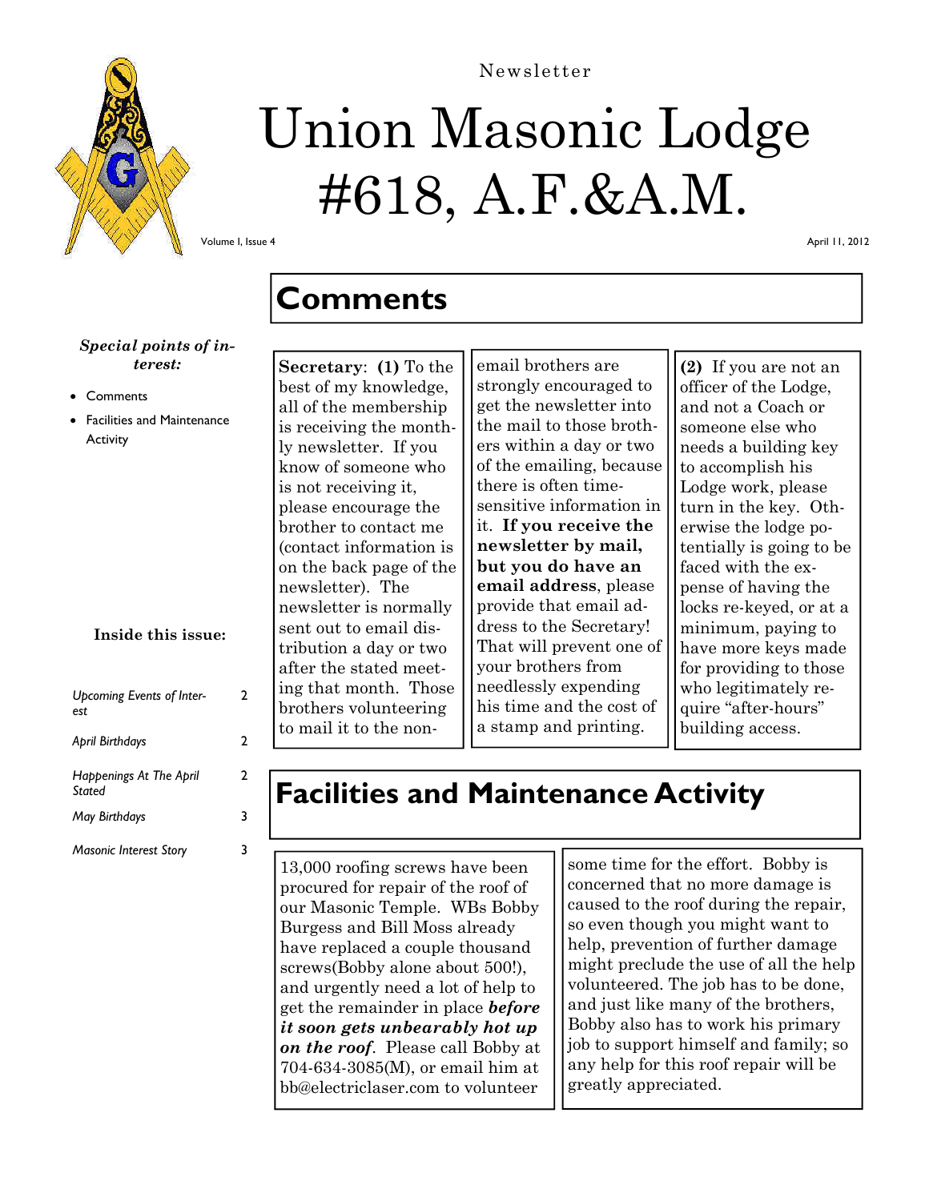Newsletter

# Union Masonic Lodge #618, A.F.&A.M.

Volume I, Issue 4

April 11, 2012

*Special points of interest:*

- Comments
- Facilities and Maintenance Activity

**Inside this issue:**

| | |
|---|---|
| *Upcoming Events of Interest* | 2 |
| *April Birthdays* | 2 |
| *Happenings At The April Stated* | 2 |
| *May Birthdays* | 3 |
| *Masonic Interest Story* | 3 |

## Comments

**Secretary**: **(1)** To the best of my knowledge, all of the membership is receiving the monthly newsletter. If you know of someone who is not receiving it, please encourage the brother to contact me (contact information is on the back page of the newsletter). The newsletter is normally sent out to email distribution a day or two after the stated meeting that month. Those brothers volunteering to mail it to the non-email brothers are strongly encouraged to get the newsletter into the mail to those brothers within a day or two of the emailing, because there is often time-sensitive information in it. **If you receive the newsletter by mail, but you do have an email address**, please provide that email address to the Secretary! That will prevent one of your brothers from needlessly expending his time and the cost of a stamp and printing.

**(2)** If you are not an officer of the Lodge, and not a Coach or someone else who needs a building key to accomplish his Lodge work, please turn in the key. Otherwise the lodge potentially is going to be faced with the expense of having the locks re-keyed, or at a minimum, paying to have more keys made for providing to those who legitimately require "after-hours" building access.

## Facilities and Maintenance Activity

13,000 roofing screws have been procured for repair of the roof of our Masonic Temple. WBs Bobby Burgess and Bill Moss already have replaced a couple thousand screws(Bobby alone about 500!), and urgently need a lot of help to get the remainder in place ***before it soon gets unbearably hot up on the roof***. Please call Bobby at 704-634-3085(M), or email him at bb@electriclaser.com to volunteer some time for the effort. Bobby is concerned that no more damage is caused to the roof during the repair, so even though you might want to help, prevention of further damage might preclude the use of all the help volunteered. The job has to be done, and just like many of the brothers, Bobby also has to work his primary job to support himself and family; so any help for this roof repair will be greatly appreciated.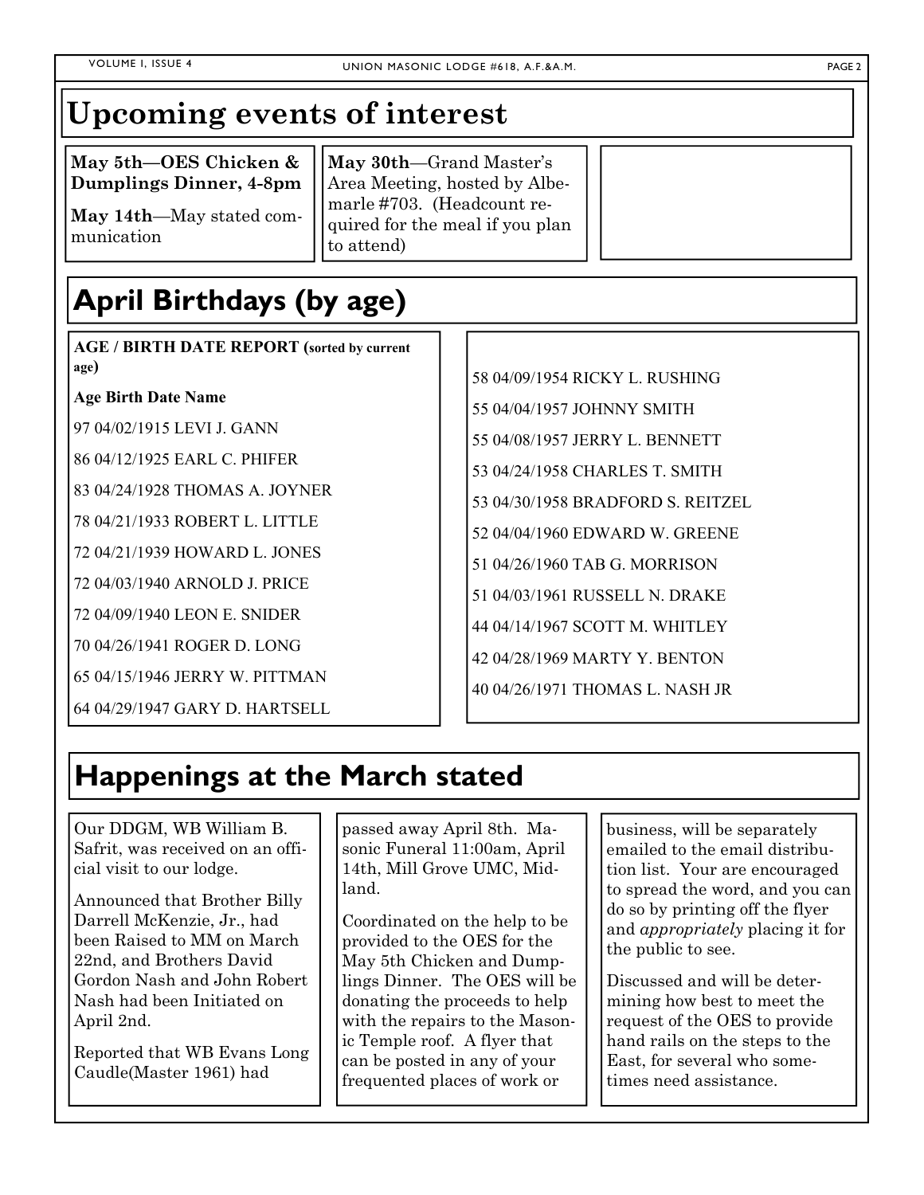## Upcoming events of interest

**May 5th—OES Chicken & Dumplings Dinner, 4-8pm**

**May 14th**—May stated communication

**May 30th**—Grand Master's Area Meeting, hosted by Albemarle #703. (Headcount required for the meal if you plan to attend)

## April Birthdays (by age)

**AGE / BIRTH DATE REPORT (sorted by current age)**

**Age Birth Date Name**

97 04/02/1915 LEVI J. GANN

86 04/12/1925 EARL C. PHIFER

83 04/24/1928 THOMAS A. JOYNER

78 04/21/1933 ROBERT L. LITTLE

72 04/21/1939 HOWARD L. JONES

72 04/03/1940 ARNOLD J. PRICE

72 04/09/1940 LEON E. SNIDER

70 04/26/1941 ROGER D. LONG

65 04/15/1946 JERRY W. PITTMAN

64 04/29/1947 GARY D. HARTSELL

58 04/09/1954 RICKY L. RUSHING

55 04/04/1957 JOHNNY SMITH

55 04/08/1957 JERRY L. BENNETT

53 04/24/1958 CHARLES T. SMITH

53 04/30/1958 BRADFORD S. REITZEL

52 04/04/1960 EDWARD W. GREENE

51 04/26/1960 TAB G. MORRISON

51 04/03/1961 RUSSELL N. DRAKE

44 04/14/1967 SCOTT M. WHITLEY

42 04/28/1969 MARTY Y. BENTON

40 04/26/1971 THOMAS L. NASH JR

## Happenings at the March stated

Our DDGM, WB William B. Safrit, was received on an official visit to our lodge.

Announced that Brother Billy Darrell McKenzie, Jr., had been Raised to MM on March 22nd, and Brothers David Gordon Nash and John Robert Nash had been Initiated on April 2nd.

Reported that WB Evans Long Caudle(Master 1961) had passed away April 8th. Masonic Funeral 11:00am, April 14th, Mill Grove UMC, Midland.

Coordinated on the help to be provided to the OES for the May 5th Chicken and Dumplings Dinner. The OES will be donating the proceeds to help with the repairs to the Masonic Temple roof. A flyer that can be posted in any of your frequented places of work or business, will be separately emailed to the email distribution list. Your are encouraged to spread the word, and you can do so by printing off the flyer and *appropriately* placing it for the public to see.

Discussed and will be determining how best to meet the request of the OES to provide hand rails on the steps to the East, for several who sometimes need assistance.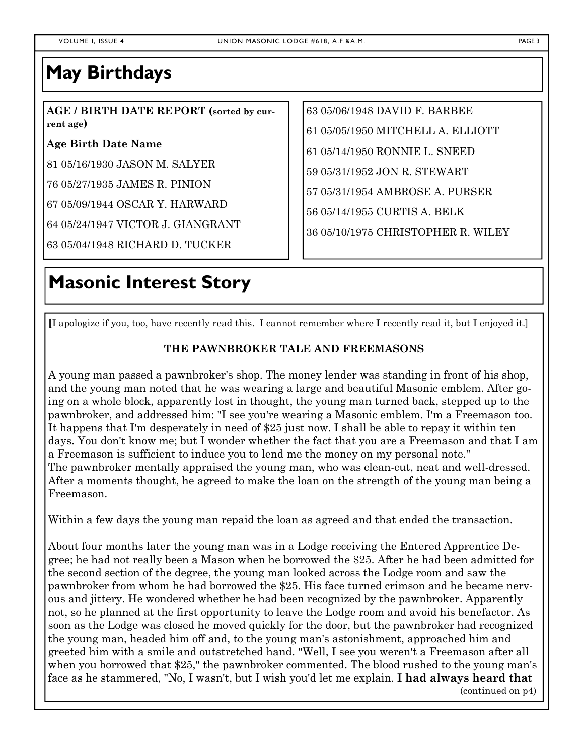## May Birthdays

**AGE / BIRTH DATE REPORT (sorted by current age)**

| Age | Birth Date | Name |
|---|---|---|
| 81 | 05/16/1930 | JASON M. SALYER |
| 76 | 05/27/1935 | JAMES R. PINION |
| 67 | 05/09/1944 | OSCAR Y. HARWARD |
| 64 | 05/24/1947 | VICTOR J. GIANGRANT |
| 63 | 05/04/1948 | RICHARD D. TUCKER |
| 63 | 05/06/1948 | DAVID F. BARBEE |
| 61 | 05/05/1950 | MITCHELL A. ELLIOTT |
| 61 | 05/14/1950 | RONNIE L. SNEED |
| 59 | 05/31/1952 | JON R. STEWART |
| 57 | 05/31/1954 | AMBROSE A. PURSER |
| 56 | 05/14/1955 | CURTIS A. BELK |
| 36 | 05/10/1975 | CHRISTOPHER R. WILEY |

## Masonic Interest Story

**[**I apologize if you, too, have recently read this. I cannot remember where **I** recently read it, but I enjoyed it.]

**THE PAWNBROKER TALE AND FREEMASONS**

A young man passed a pawnbroker's shop. The money lender was standing in front of his shop, and the young man noted that he was wearing a large and beautiful Masonic emblem. After going on a whole block, apparently lost in thought, the young man turned back, stepped up to the pawnbroker, and addressed him: "I see you're wearing a Masonic emblem. I'm a Freemason too. It happens that I'm desperately in need of $25 just now. I shall be able to repay it within ten days. You don't know me; but I wonder whether the fact that you are a Freemason and that I am a Freemason is sufficient to induce you to lend me the money on my personal note."
The pawnbroker mentally appraised the young man, who was clean-cut, neat and well-dressed. After a moments thought, he agreed to make the loan on the strength of the young man being a Freemason.

Within a few days the young man repaid the loan as agreed and that ended the transaction.

About four months later the young man was in a Lodge receiving the Entered Apprentice Degree; he had not really been a Mason when he borrowed the $25. After he had been admitted for the second section of the degree, the young man looked across the Lodge room and saw the pawnbroker from whom he had borrowed the $25. His face turned crimson and he became nervous and jittery. He wondered whether he had been recognized by the pawnbroker. Apparently not, so he planned at the first opportunity to leave the Lodge room and avoid his benefactor. As soon as the Lodge was closed he moved quickly for the door, but the pawnbroker had recognized the young man, headed him off and, to the young man's astonishment, approached him and greeted him with a smile and outstretched hand. "Well, I see you weren't a Freemason after all when you borrowed that $25," the pawnbroker commented. The blood rushed to the young man's face as he stammered, "No, I wasn't, but I wish you'd let me explain. **I had always heard that**

(continued on p4)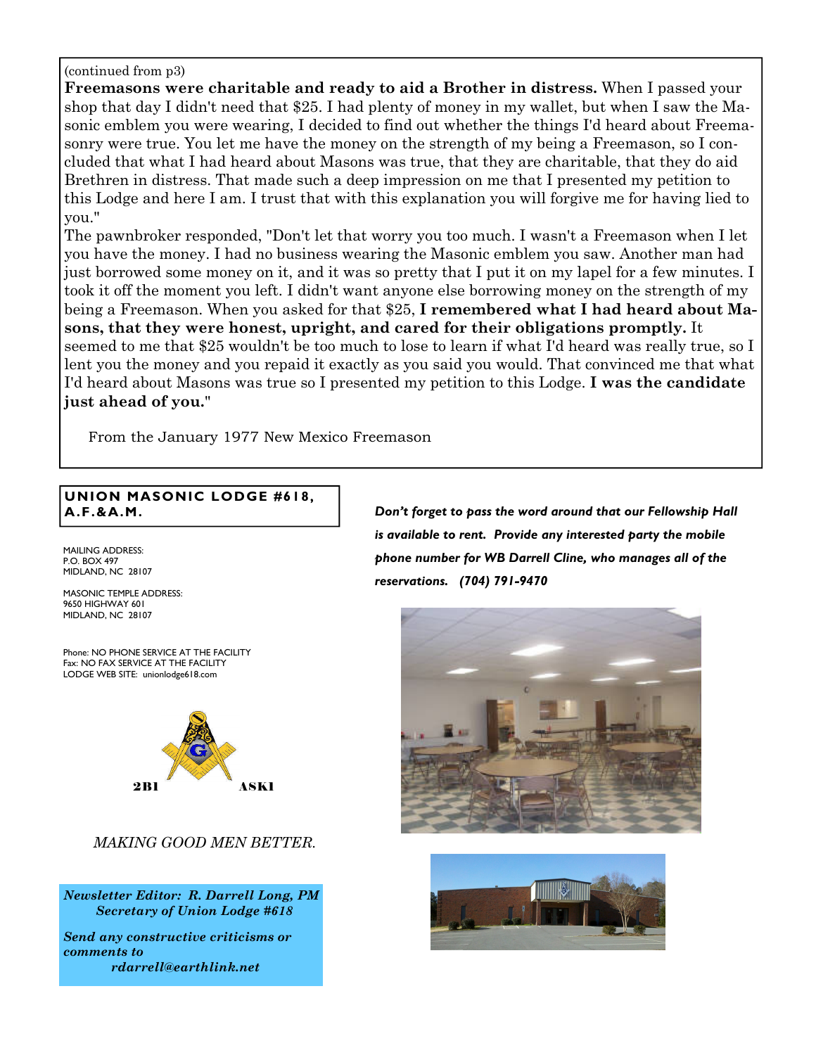(continued from p3)

**Freemasons were charitable and ready to aid a Brother in distress.** When I passed your shop that day I didn't need that $25. I had plenty of money in my wallet, but when I saw the Masonic emblem you were wearing, I decided to find out whether the things I'd heard about Freemasonry were true. You let me have the money on the strength of my being a Freemason, so I concluded that what I had heard about Masons was true, that they are charitable, that they do aid Brethren in distress. That made such a deep impression on me that I presented my petition to this Lodge and here I am. I trust that with this explanation you will forgive me for having lied to you."

The pawnbroker responded, "Don't let that worry you too much. I wasn't a Freemason when I let you have the money. I had no business wearing the Masonic emblem you saw. Another man had just borrowed some money on it, and it was so pretty that I put it on my lapel for a few minutes. I took it off the moment you left. I didn't want anyone else borrowing money on the strength of my being a Freemason. When you asked for that $25, **I remembered what I had heard about Masons, that they were honest, upright, and cared for their obligations promptly.** It seemed to me that $25 wouldn't be too much to lose to learn if what I'd heard was really true, so I lent you the money and you repaid it exactly as you said you would. That convinced me that what I'd heard about Masons was true so I presented my petition to this Lodge. **I was the candidate just ahead of you.**"

From the January 1977 New Mexico Freemason

## UNION MASONIC LODGE #618, A.F.&A.M.

MAILING ADDRESS:
P.O. BOX 497
MIDLAND, NC 28107

MASONIC TEMPLE ADDRESS:
9650 HIGHWAY 601
MIDLAND, NC 28107

Phone: NO PHONE SERVICE AT THE FACILITY
Fax: NO FAX SERVICE AT THE FACILITY
LODGE WEB SITE: unionlodge618.com

2B1 ASK1

*MAKING GOOD MEN BETTER.*

***Newsletter Editor: R. Darrell Long, PM***
***Secretary of Union Lodge #618***

***Send any constructive criticisms or comments to***
***rdarrell@earthlink.net***

***Don't forget to pass the word around that our Fellowship Hall is available to rent. Provide any interested party the mobile phone number for WB Darrell Cline, who manages all of the reservations. (704) 791-9470***